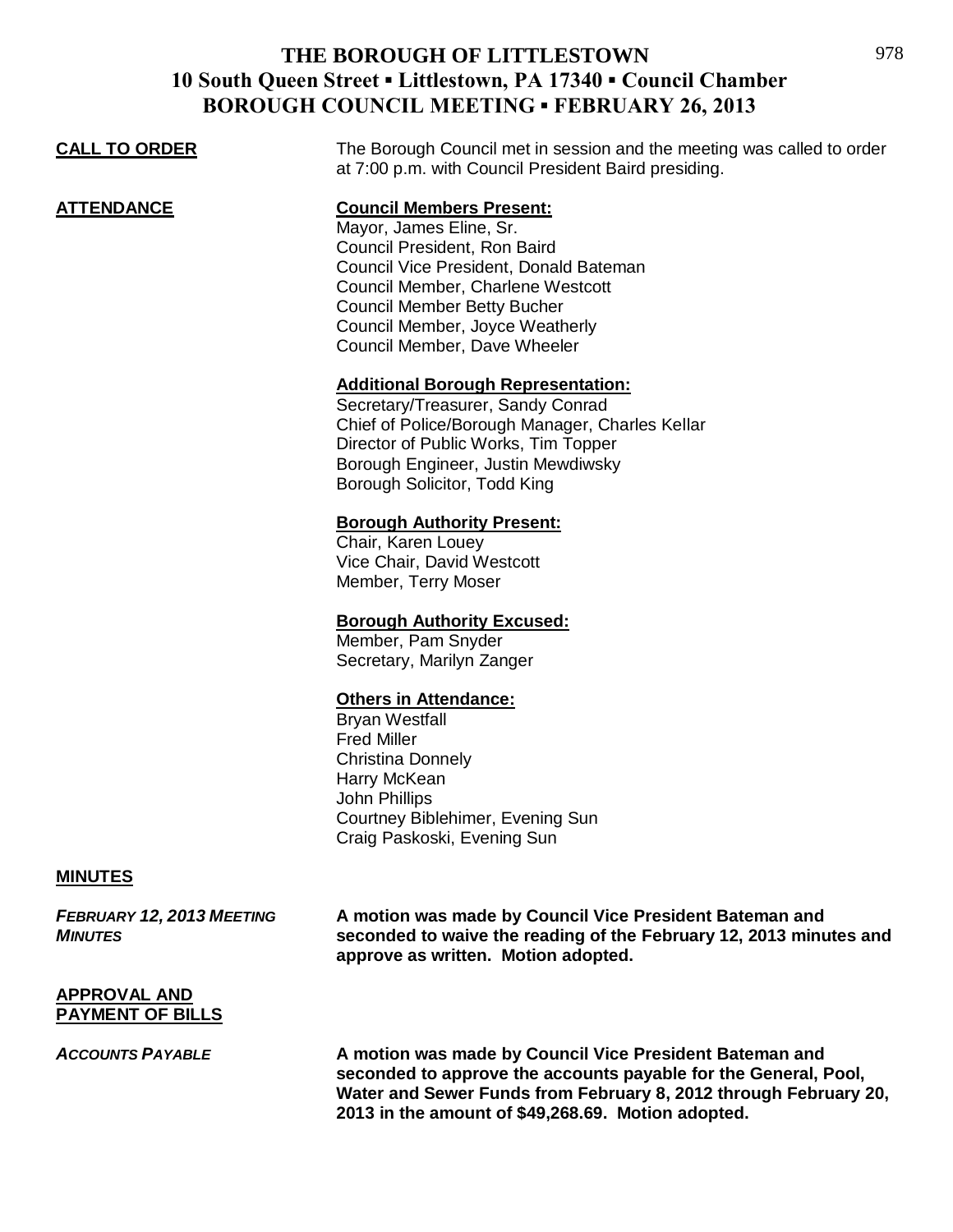# THE BOROUGH OF LITTLESTOWN
## 10 South Queen Street ▪ Littlestown, PA 17340 ▪ Council Chamber
## BOROUGH COUNCIL MEETING ▪ FEBRUARY 26, 2013

**CALL TO ORDER**

The Borough Council met in session and the meeting was called to order at 7:00 p.m. with Council President Baird presiding.

**ATTENDANCE**

**Council Members Present:**
Mayor, James Eline, Sr.
Council President, Ron Baird
Council Vice President, Donald Bateman
Council Member, Charlene Westcott
Council Member Betty Bucher
Council Member, Joyce Weatherly
Council Member, Dave Wheeler

**Additional Borough Representation:**
Secretary/Treasurer, Sandy Conrad
Chief of Police/Borough Manager, Charles Kellar
Director of Public Works, Tim Topper
Borough Engineer, Justin Mewdiwsky
Borough Solicitor, Todd King

**Borough Authority Present:**
Chair, Karen Louey
Vice Chair, David Westcott
Member, Terry Moser

**Borough Authority Excused:**
Member, Pam Snyder
Secretary, Marilyn Zanger

**Others in Attendance:**
Bryan Westfall
Fred Miller
Christina Donnely
Harry McKean
John Phillips
Courtney Biblehimer, Evening Sun
Craig Paskoski, Evening Sun

**MINUTES**

*FEBRUARY 12, 2013 MEETING MINUTES*

**A motion was made by Council Vice President Bateman and seconded to waive the reading of the February 12, 2013 minutes and approve as written. Motion adopted.**

**APPROVAL AND PAYMENT OF BILLS**

*ACCOUNTS PAYABLE*

**A motion was made by Council Vice President Bateman and seconded to approve the accounts payable for the General, Pool, Water and Sewer Funds from February 8, 2012 through February 20, 2013 in the amount of $49,268.69. Motion adopted.**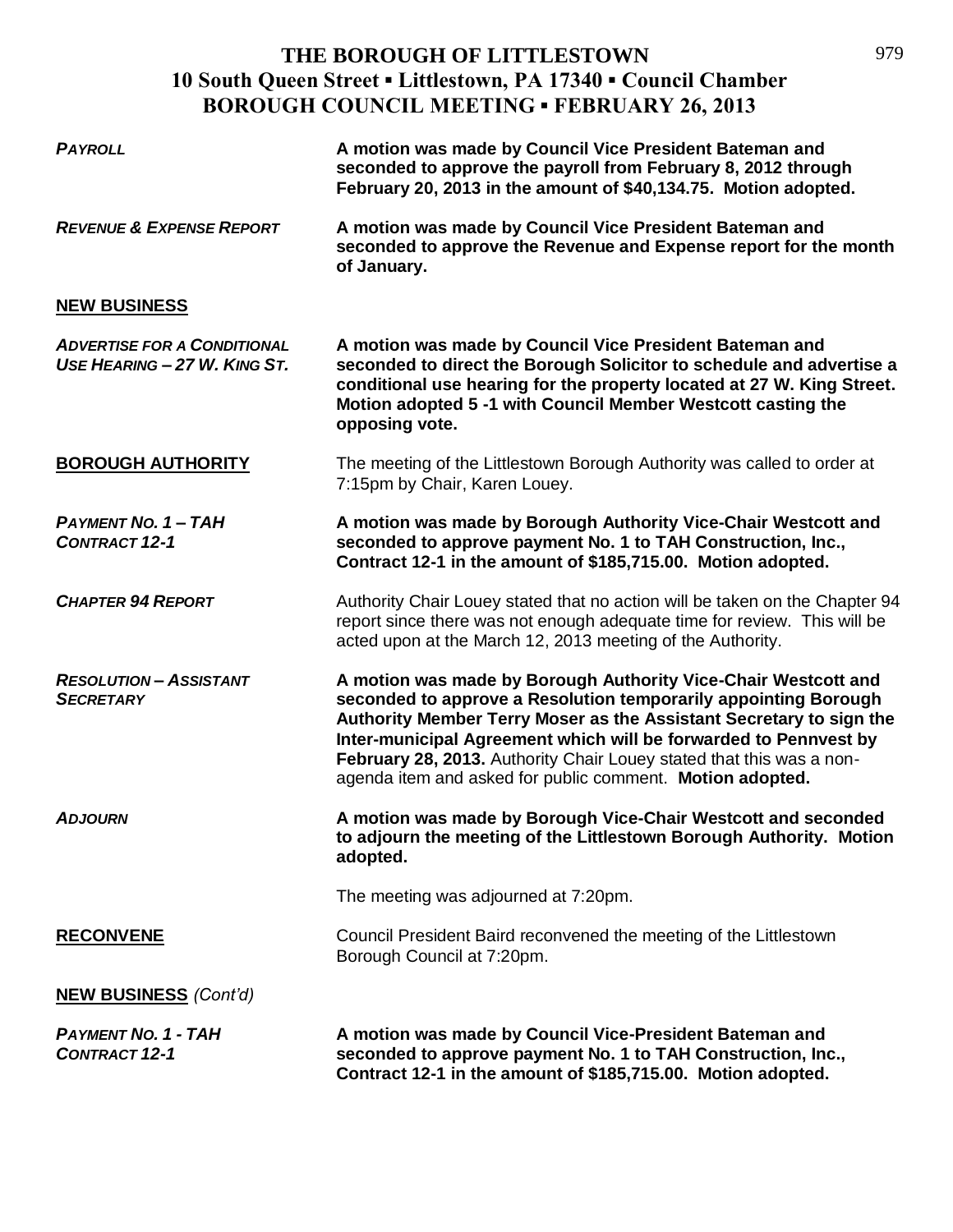# THE BOROUGH OF LITTLESTOWN
## 10 South Queen Street ▪ Littlestown, PA 17340 ▪ Council Chamber
## BOROUGH COUNCIL MEETING ▪ FEBRUARY 26, 2013

***PAYROLL*** **A motion was made by Council Vice President Bateman and seconded to approve the payroll from February 8, 2012 through February 20, 2013 in the amount of $40,134.75. Motion adopted.**

***REVENUE & EXPENSE REPORT*** **A motion was made by Council Vice President Bateman and seconded to approve the Revenue and Expense report for the month of January.**

**NEW BUSINESS**

***ADVERTISE FOR A CONDITIONAL USE HEARING – 27 W. KING ST.*** **A motion was made by Council Vice President Bateman and seconded to direct the Borough Solicitor to schedule and advertise a conditional use hearing for the property located at 27 W. King Street. Motion adopted 5 -1 with Council Member Westcott casting the opposing vote.**

**BOROUGH AUTHORITY** The meeting of the Littlestown Borough Authority was called to order at 7:15pm by Chair, Karen Louey.

***PAYMENT NO. 1 – TAH CONTRACT 12-1*** **A motion was made by Borough Authority Vice-Chair Westcott and seconded to approve payment No. 1 to TAH Construction, Inc., Contract 12-1 in the amount of $185,715.00. Motion adopted.**

***CHAPTER 94 REPORT*** Authority Chair Louey stated that no action will be taken on the Chapter 94 report since there was not enough adequate time for review. This will be acted upon at the March 12, 2013 meeting of the Authority.

***RESOLUTION – ASSISTANT SECRETARY*** **A motion was made by Borough Authority Vice-Chair Westcott and seconded to approve a Resolution temporarily appointing Borough Authority Member Terry Moser as the Assistant Secretary to sign the Inter-municipal Agreement which will be forwarded to Pennvest by February 28, 2013.** Authority Chair Louey stated that this was a non-agenda item and asked for public comment. **Motion adopted.**

***ADJOURN*** **A motion was made by Borough Vice-Chair Westcott and seconded to adjourn the meeting of the Littlestown Borough Authority. Motion adopted.**

The meeting was adjourned at 7:20pm.

**RECONVENE** Council President Baird reconvened the meeting of the Littlestown Borough Council at 7:20pm.

**NEW BUSINESS** *(Cont'd)*

***PAYMENT NO. 1 - TAH CONTRACT 12-1*** **A motion was made by Council Vice-President Bateman and seconded to approve payment No. 1 to TAH Construction, Inc., Contract 12-1 in the amount of $185,715.00. Motion adopted.**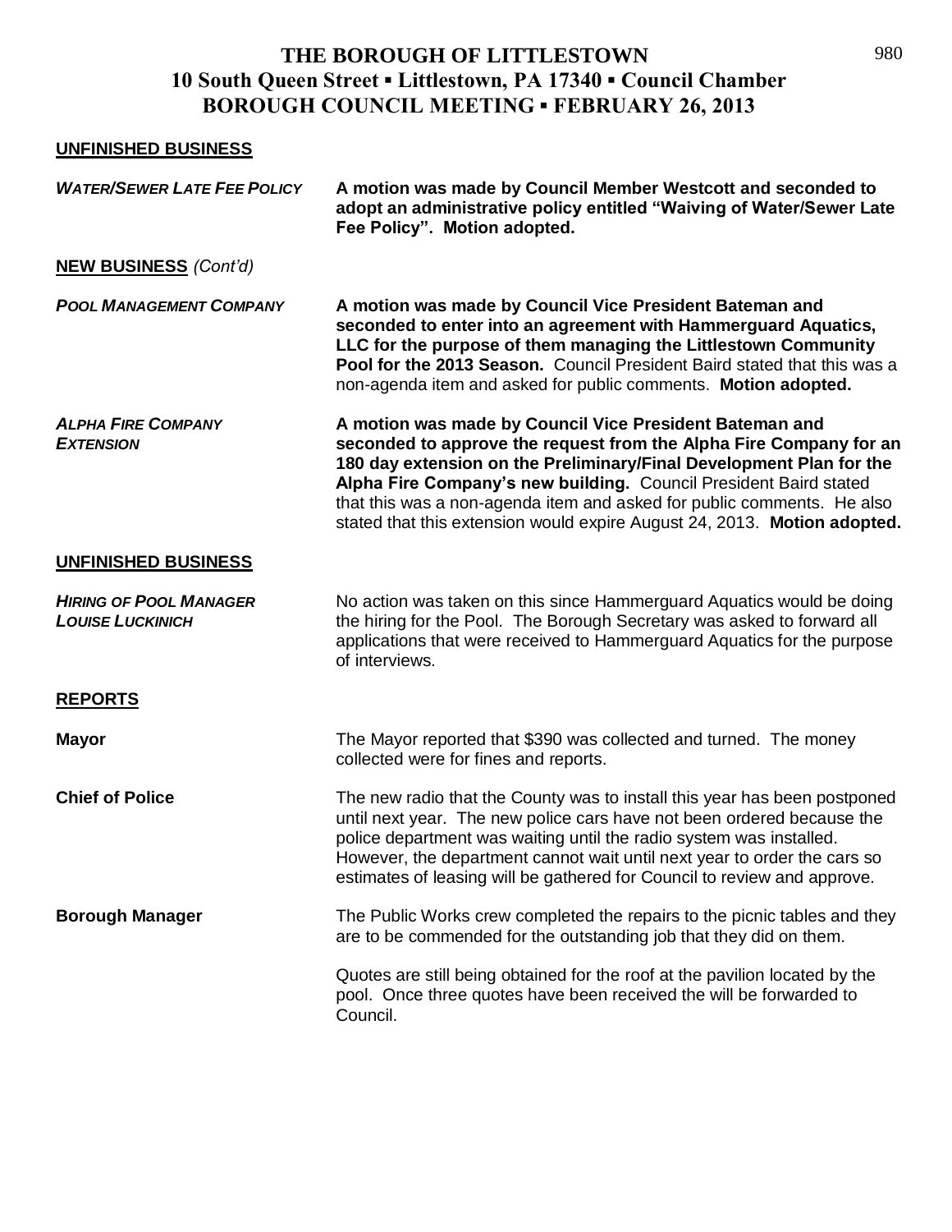# THE BOROUGH OF LITTLESTOWN
## 10 South Queen Street ▪ Littlestown, PA 17340 ▪ Council Chamber
## BOROUGH COUNCIL MEETING ▪ FEBRUARY 26, 2013

**UNFINISHED BUSINESS**

***WATER/SEWER LATE FEE POLICY*** — **A motion was made by Council Member Westcott and seconded to adopt an administrative policy entitled "Waiving of Water/Sewer Late Fee Policy". Motion adopted.**

**NEW BUSINESS** *(Cont'd)*

***POOL MANAGEMENT COMPANY*** — **A motion was made by Council Vice President Bateman and seconded to enter into an agreement with Hammerguard Aquatics, LLC for the purpose of them managing the Littlestown Community Pool for the 2013 Season.** Council President Baird stated that this was a non-agenda item and asked for public comments. **Motion adopted.**

***ALPHA FIRE COMPANY EXTENSION*** — **A motion was made by Council Vice President Bateman and seconded to approve the request from the Alpha Fire Company for an 180 day extension on the Preliminary/Final Development Plan for the Alpha Fire Company's new building.** Council President Baird stated that this was a non-agenda item and asked for public comments. He also stated that this extension would expire August 24, 2013. **Motion adopted.**

**UNFINISHED BUSINESS**

***HIRING OF POOL MANAGER LOUISE LUCKINICH*** — No action was taken on this since Hammerguard Aquatics would be doing the hiring for the Pool. The Borough Secretary was asked to forward all applications that were received to Hammerguard Aquatics for the purpose of interviews.

**REPORTS**

**Mayor** — The Mayor reported that $390 was collected and turned. The money collected were for fines and reports.

**Chief of Police** — The new radio that the County was to install this year has been postponed until next year. The new police cars have not been ordered because the police department was waiting until the radio system was installed. However, the department cannot wait until next year to order the cars so estimates of leasing will be gathered for Council to review and approve.

**Borough Manager** — The Public Works crew completed the repairs to the picnic tables and they are to be commended for the outstanding job that they did on them.

Quotes are still being obtained for the roof at the pavilion located by the pool. Once three quotes have been received the will be forwarded to Council.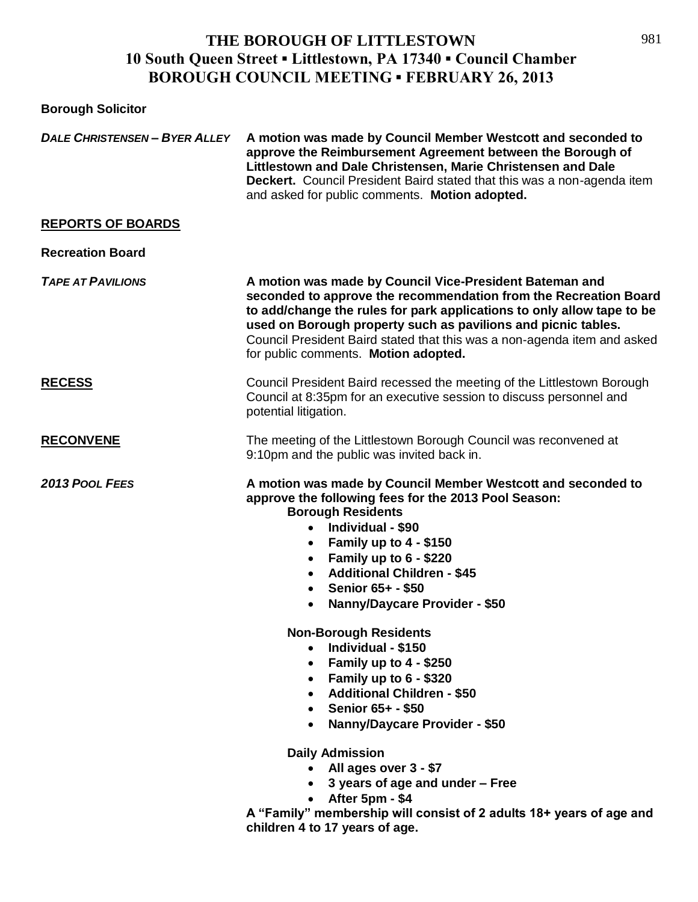# THE BOROUGH OF LITTLESTOWN
## 10 South Queen Street ▪ Littlestown, PA 17340 ▪ Council Chamber
## BOROUGH COUNCIL MEETING ▪ FEBRUARY 26, 2013

**Borough Solicitor**

***DALE CHRISTENSEN – BYER ALLEY*** **A motion was made by Council Member Westcott and seconded to approve the Reimbursement Agreement between the Borough of Littlestown and Dale Christensen, Marie Christensen and Dale Deckert.** Council President Baird stated that this was a non-agenda item and asked for public comments. **Motion adopted.**

**REPORTS OF BOARDS**

**Recreation Board**

***TAPE AT PAVILIONS*** **A motion was made by Council Vice-President Bateman and seconded to approve the recommendation from the Recreation Board to add/change the rules for park applications to only allow tape to be used on Borough property such as pavilions and picnic tables.** Council President Baird stated that this was a non-agenda item and asked for public comments. **Motion adopted.**

**RECESS** Council President Baird recessed the meeting of the Littlestown Borough Council at 8:35pm for an executive session to discuss personnel and potential litigation.

**RECONVENE** The meeting of the Littlestown Borough Council was reconvened at 9:10pm and the public was invited back in.

***2013 POOL FEES*** **A motion was made by Council Member Westcott and seconded to approve the following fees for the 2013 Pool Season:**

**Borough Residents**

- **Individual - $90**
- **Family up to 4 - $150**
- **Family up to 6 - $220**
- **Additional Children - $45**
- **Senior 65+ - $50**
- **Nanny/Daycare Provider - $50**

**Non-Borough Residents**

- **Individual - $150**
- **Family up to 4 - $250**
- **Family up to 6 - $320**
- **Additional Children - $50**
- **Senior 65+ - $50**
- **Nanny/Daycare Provider - $50**

**Daily Admission**

- **All ages over 3 - $7**
- **3 years of age and under – Free**
- **After 5pm - $4**

**A "Family" membership will consist of 2 adults 18+ years of age and children 4 to 17 years of age.**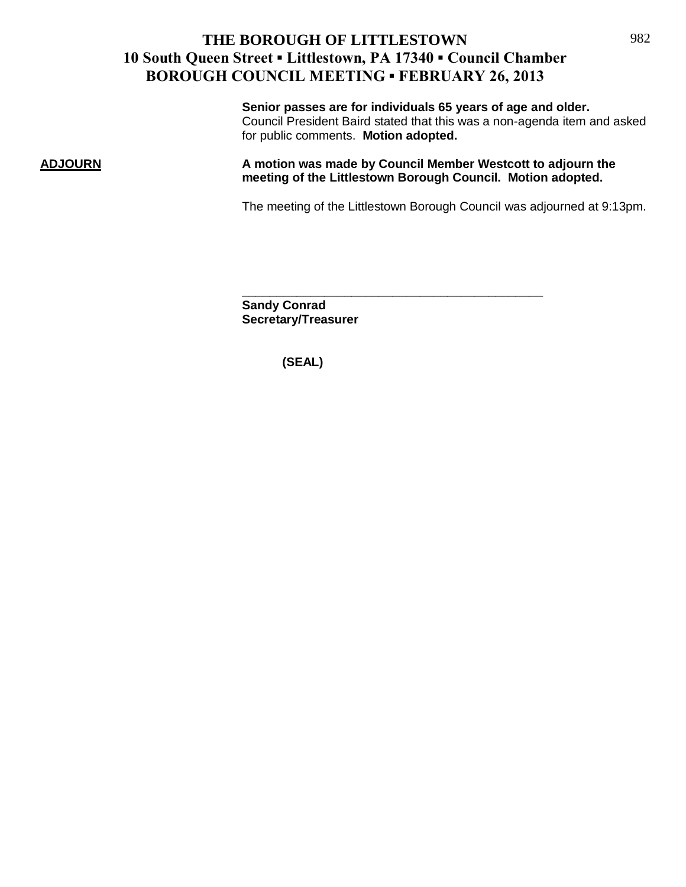**Senior passes are for individuals 65 years of age and older.** Council President Baird stated that this was a non-agenda item and asked for public comments. **Motion adopted.**

**ADJOURN**

**A motion was made by Council Member Westcott to adjourn the meeting of the Littlestown Borough Council. Motion adopted.**

The meeting of the Littlestown Borough Council was adjourned at 9:13pm.

_______________________________________________

**Sandy Conrad**
**Secretary/Treasurer**

**(SEAL)**